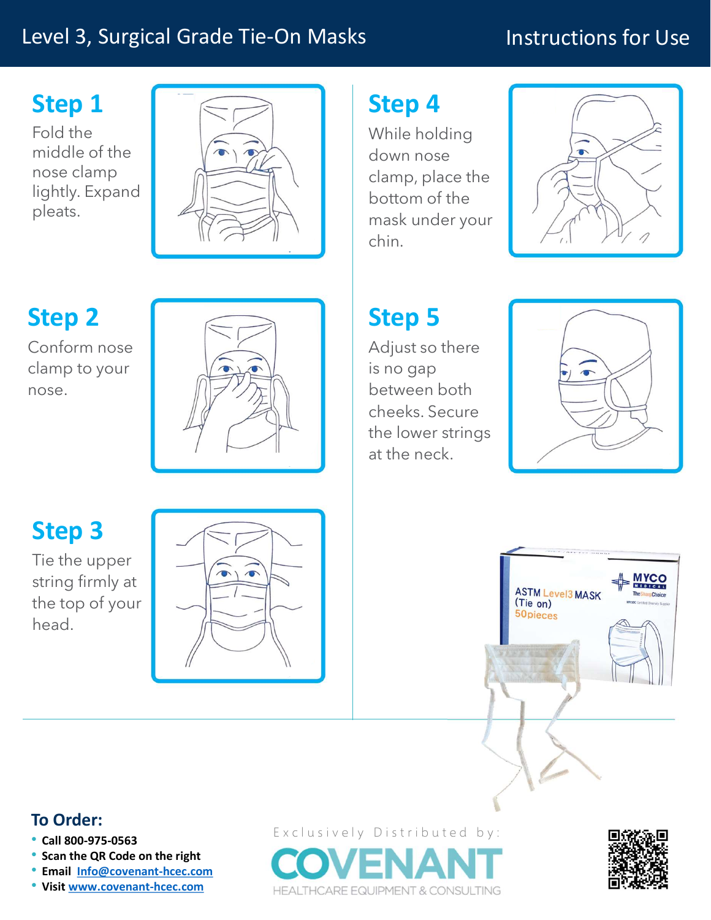# Level 3, Surgical Grade Tie-On Masks

## Instructions for Use

### Step 1

Fold the middle of the nose clamp lightly. Expand pleats.

### Step 2

Conform nose clamp to your nose.

### Step 3

Tie the upper string firmly at the top of your head.

### Step 4

While holding down nose clamp, place the bottom of the mask under your chin.

### Step 5

Adjust so there is no gap between both cheeks. Secure the lower strings at the neck.

## To Order:

- **Call 800-975-0563**
- **Scan the QR Code on the right**
- **Email [Info@covenant-hcec.com](mailto:Info@covenant-hcec.com)**
- **Visit [www.covenant-hcec.com](http://www.covenant-hcec.com)**

Exclusively Distributed by:

COVENANT HEALTHCARE EQUIPMENT & CONSULTING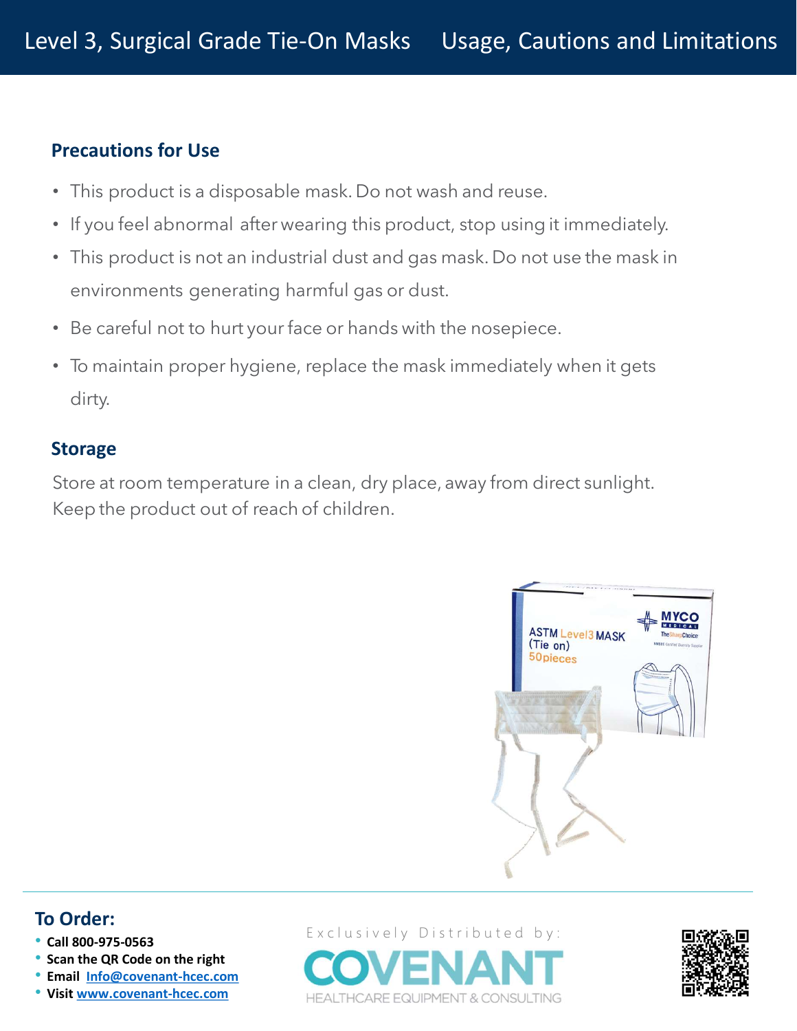# Level 3, Surgical Grade Tie-On Masks Usage, Cautions and Limitations

## Precautions for Use

- This product is a disposable mask. Do not wash and reuse.
- If you feel abnormal after wearing this product, stop using it immediately.
- This product is not an industrial dust and gas mask. Do not use the mask in environments generating harmful gas or dust.
- Be careful not to hurt your face or hands with the nosepiece.
- To maintain proper hygiene, replace the mask immediately when it gets dirty.

## Storage

Store at room temperature in a clean, dry place, away from direct sunlight. Keep the product out of reach of children.

## To Order:

- **Call 800-975-0563**
- **Scan the QR Code on the right**
- **Email [Info@covenant-hcec.com](mailto:Info@covenant-hcec.com)**
- **Visit [www.covenant-hcec.com](http://www.covenant-hcec.com)**

Exclusively Distributed by:

COVENANT HEALTHCARE EQUIPMENT & CONSULTING